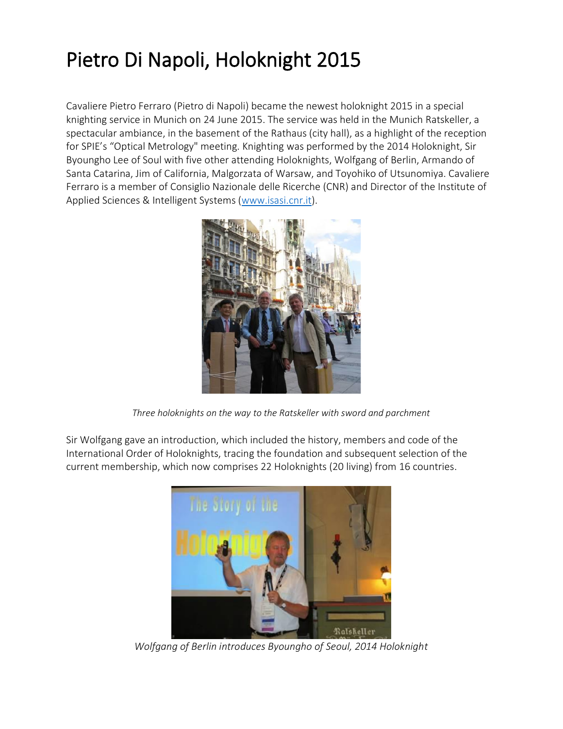# Pietro Di Napoli, Holoknight 2015

Cavaliere Pietro Ferraro (Pietro di Napoli) became the newest holoknight 2015 in a special knighting service in Munich on 24 June 2015. The service was held in the Munich Ratskeller, a spectacular ambiance, in the basement of the Rathaus (city hall), as a highlight of the reception for SPIE's "Optical Metrology" meeting. Knighting was performed by the 2014 Holoknight, Sir Byoungho Lee of Soul with five other attending Holoknights, Wolfgang of Berlin, Armando of Santa Catarina, Jim of California, Malgorzata of Warsaw, and Toyohiko of Utsunomiya. Cavaliere Ferraro is a member of Consiglio Nazionale delle Ricerche (CNR) and Director of the Institute of Applied Sciences & Intelligent Systems (www.isasi.cnr.it).

*Three holoknights on the way to the Ratskeller with sword and parchment*

Sir Wolfgang gave an introduction, which included the history, members and code of the International Order of Holoknights, tracing the foundation and subsequent selection of the current membership, which now comprises 22 Holoknights (20 living) from 16 countries.

*Wolfgang of Berlin introduces Byoungho of Seoul, 2014 Holoknight*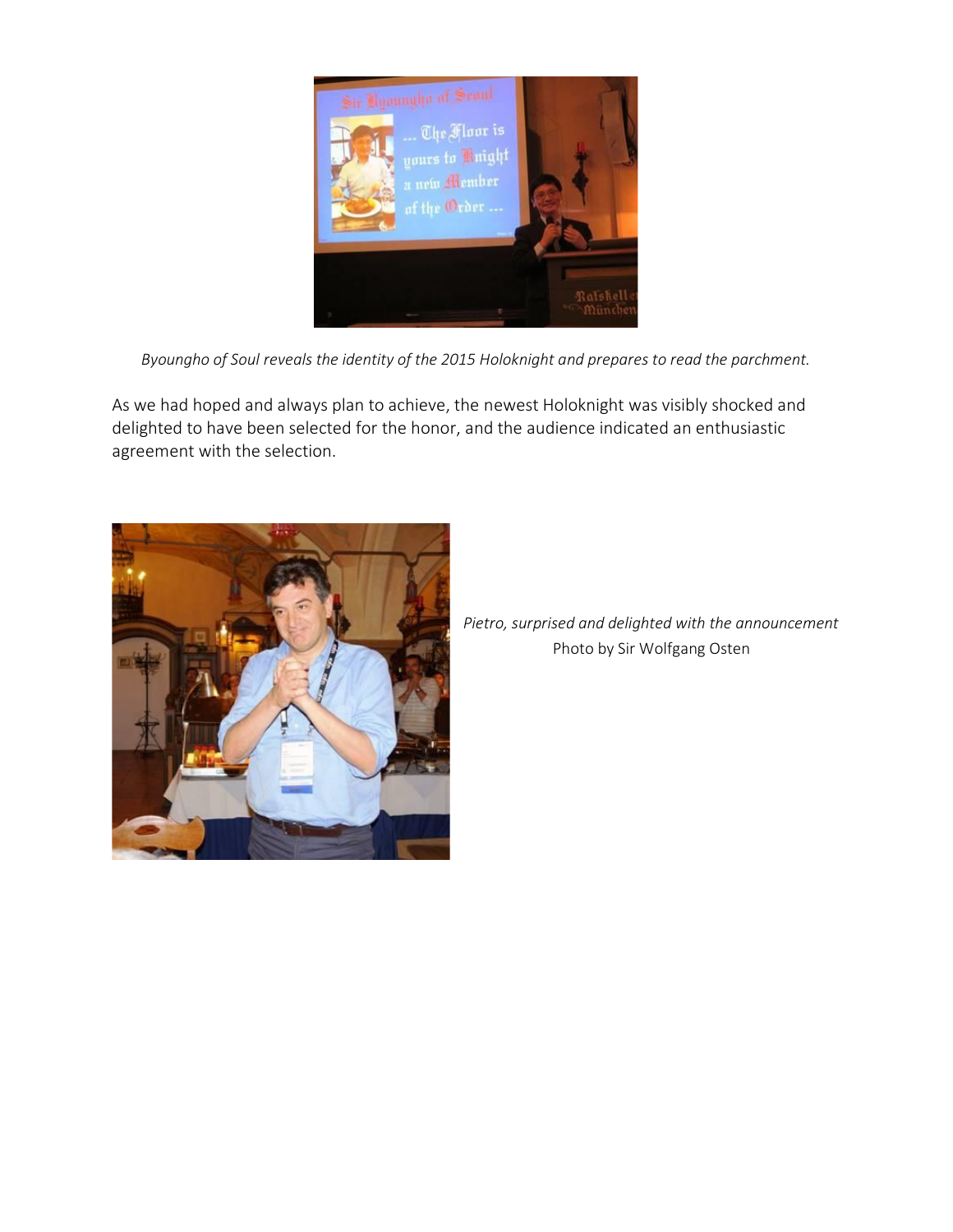*Byoungho of Soul reveals the identity of the 2015 Holoknight and prepares to read the parchment.*

As we had hoped and always plan to achieve, the newest Holoknight was visibly shocked and delighted to have been selected for the honor, and the audience indicated an enthusiastic agreement with the selection.

*Pietro, surprised and delighted with the announcement*
Photo by Sir Wolfgang Osten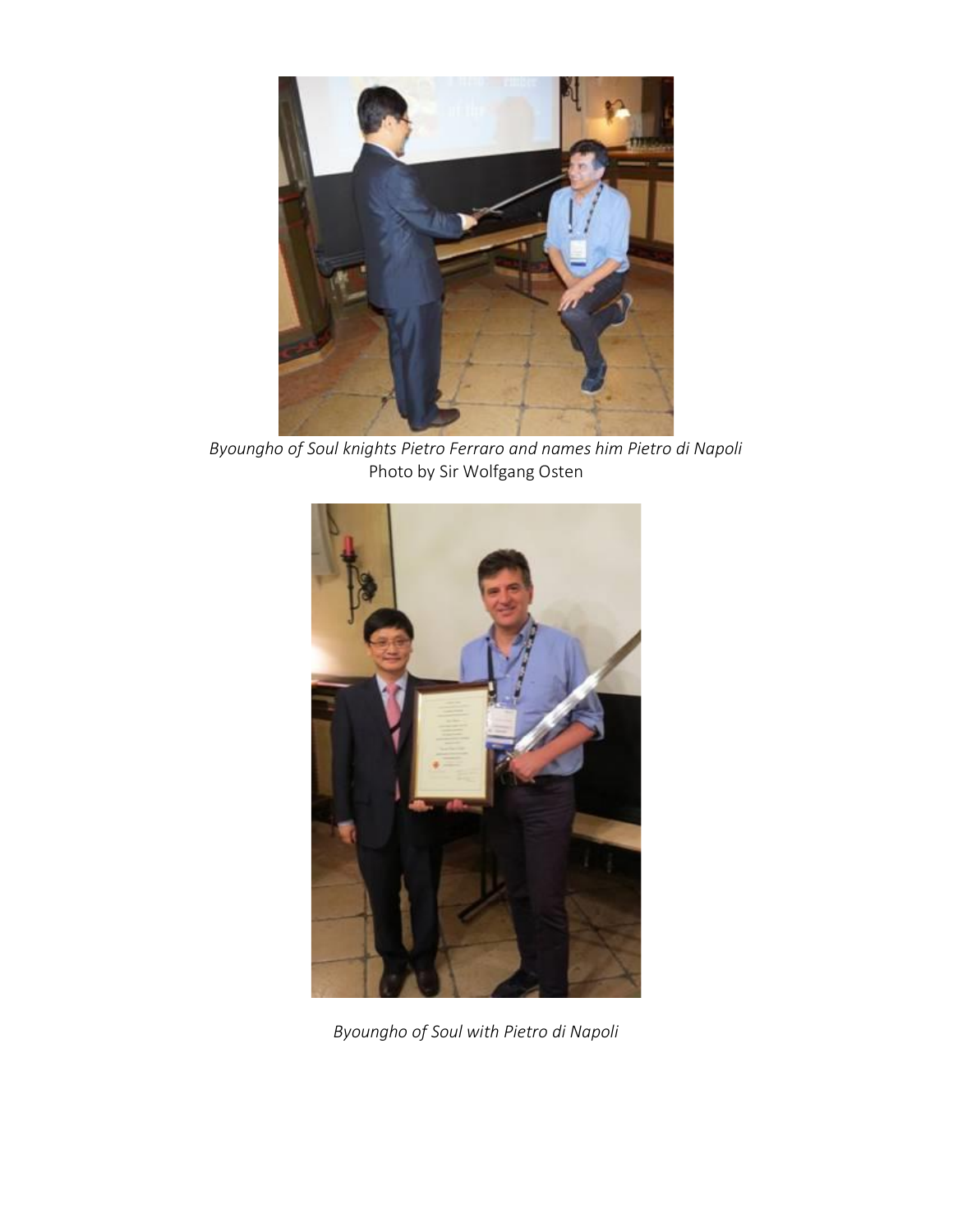*Byoungho of Soul knights Pietro Ferraro and names him Pietro di Napoli*
Photo by Sir Wolfgang Osten

*Byoungho of Soul with Pietro di Napoli*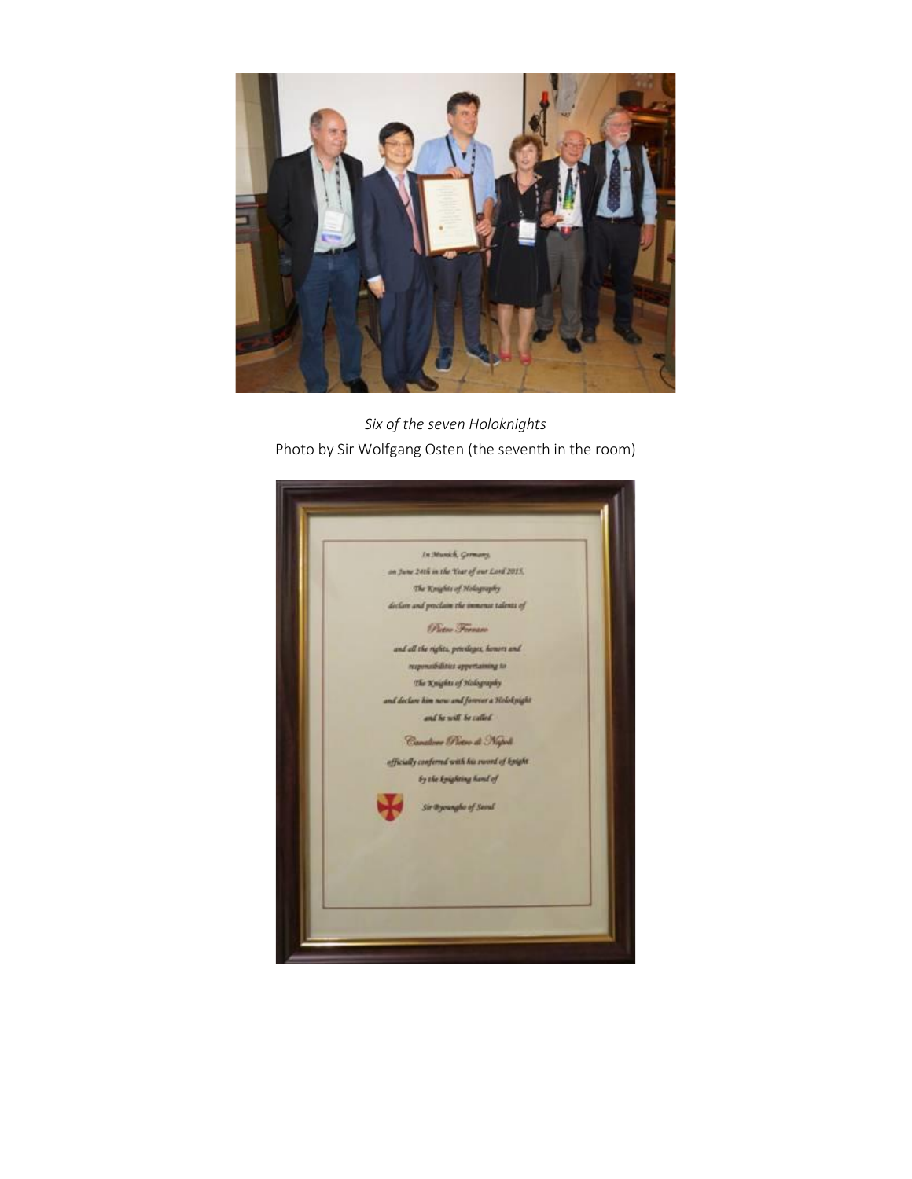*Six of the seven Holoknights*

Photo by Sir Wolfgang Osten (the seventh in the room)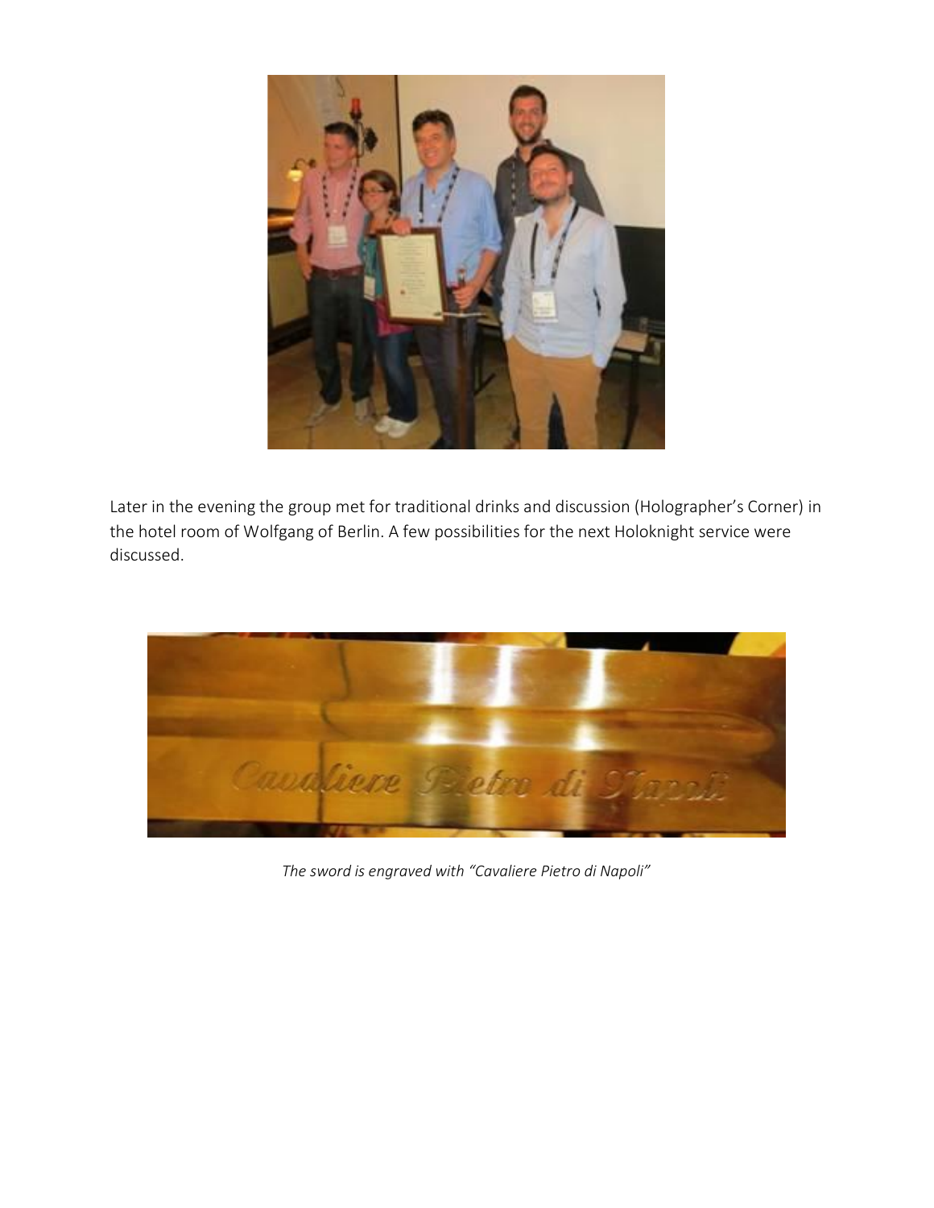Later in the evening the group met for traditional drinks and discussion (Holographer's Corner) in the hotel room of Wolfgang of Berlin. A few possibilities for the next Holoknight service were discussed.

*The sword is engraved with "Cavaliere Pietro di Napoli"*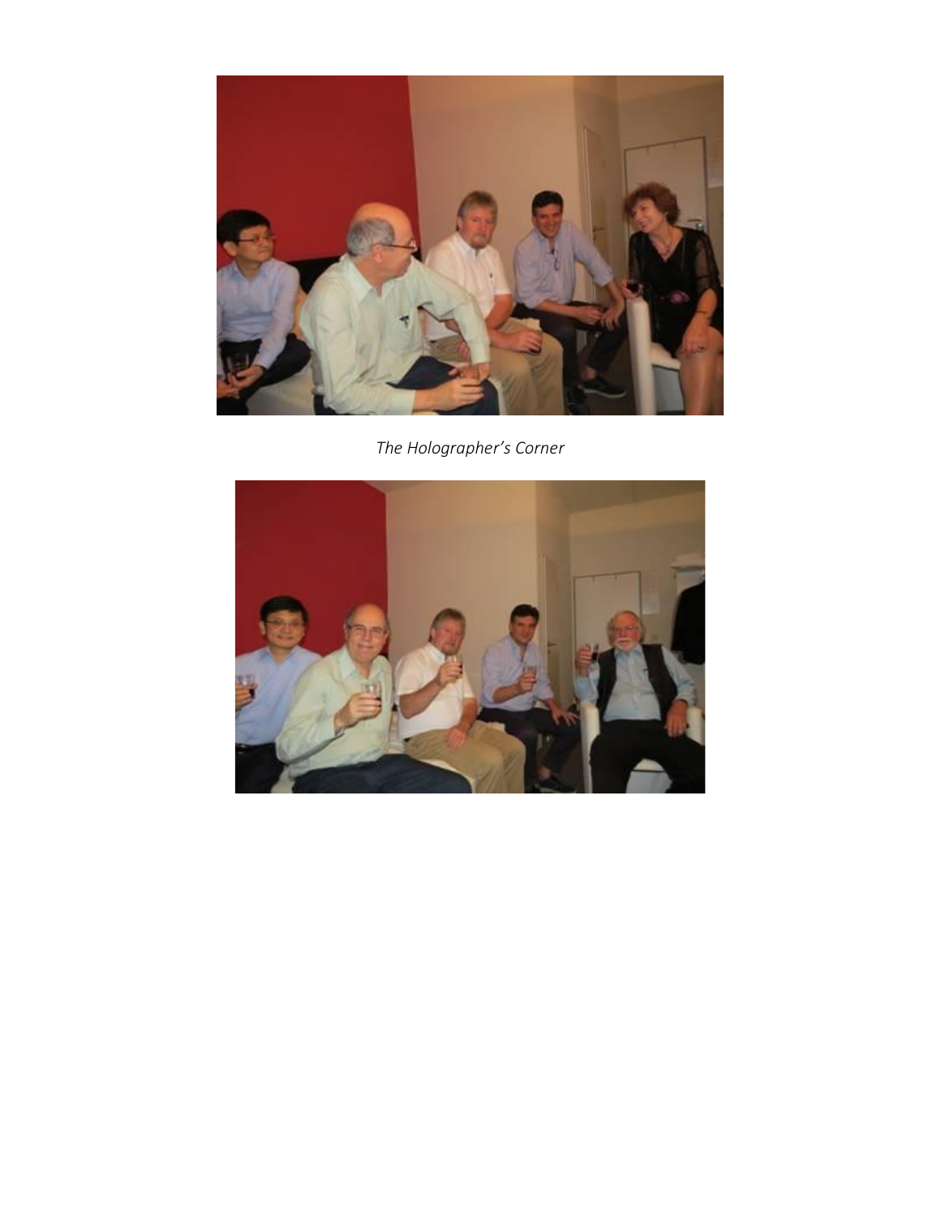*The Holographer's Corner*